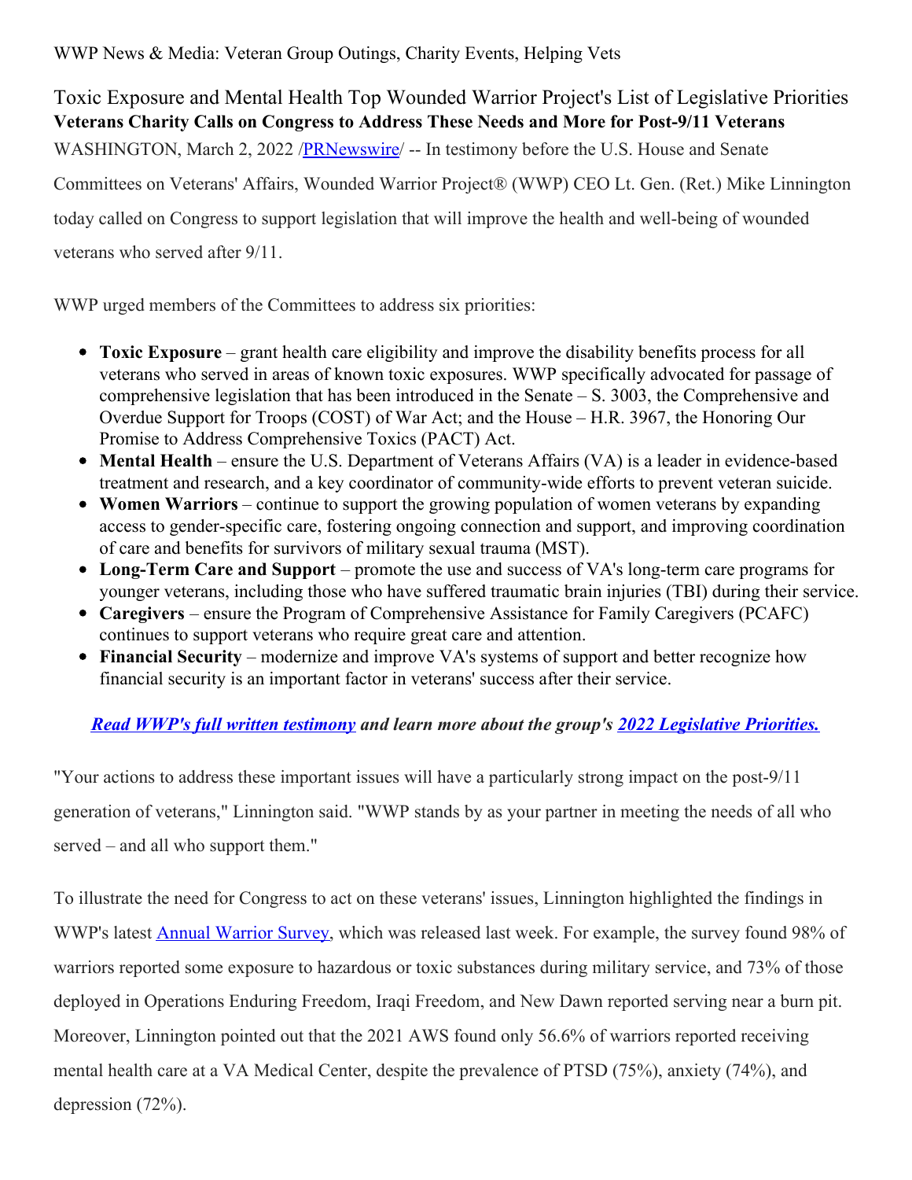WWP News & Media: Veteran Group Outings, Charity Events, Helping Vets

# Toxic Exposure and Mental Health Top Wounded Warrior Project's List of Legislative Priorities

**Veterans Charity Calls on Congress to Address These Needs and More for Post-9/11 Veterans**

WASHINGTON, March 2, 2022 /PRNewswire/ -- In testimony before the U.S. House and Senate Committees on Veterans' Affairs, Wounded Warrior Project® (WWP) CEO Lt. Gen. (Ret.) Mike Linnington today called on Congress to support legislation that will improve the health and well-being of wounded veterans who served after 9/11.

WWP urged members of the Committees to address six priorities:

- **Toxic Exposure** – grant health care eligibility and improve the disability benefits process for all veterans who served in areas of known toxic exposures. WWP specifically advocated for passage of comprehensive legislation that has been introduced in the Senate – S. 3003, the Comprehensive and Overdue Support for Troops (COST) of War Act; and the House – H.R. 3967, the Honoring Our Promise to Address Comprehensive Toxics (PACT) Act.
- **Mental Health** – ensure the U.S. Department of Veterans Affairs (VA) is a leader in evidence-based treatment and research, and a key coordinator of community-wide efforts to prevent veteran suicide.
- **Women Warriors** – continue to support the growing population of women veterans by expanding access to gender-specific care, fostering ongoing connection and support, and improving coordination of care and benefits for survivors of military sexual trauma (MST).
- **Long-Term Care and Support** – promote the use and success of VA's long-term care programs for younger veterans, including those who have suffered traumatic brain injuries (TBI) during their service.
- **Caregivers** – ensure the Program of Comprehensive Assistance for Family Caregivers (PCAFC) continues to support veterans who require great care and attention.
- **Financial Security** – modernize and improve VA's systems of support and better recognize how financial security is an important factor in veterans' success after their service.

***Read WWP's full written testimony and learn more about the group's 2022 Legislative Priorities.***

"Your actions to address these important issues will have a particularly strong impact on the post-9/11 generation of veterans," Linnington said. "WWP stands by as your partner in meeting the needs of all who served – and all who support them."

To illustrate the need for Congress to act on these veterans' issues, Linnington highlighted the findings in WWP's latest Annual Warrior Survey, which was released last week. For example, the survey found 98% of warriors reported some exposure to hazardous or toxic substances during military service, and 73% of those deployed in Operations Enduring Freedom, Iraqi Freedom, and New Dawn reported serving near a burn pit. Moreover, Linnington pointed out that the 2021 AWS found only 56.6% of warriors reported receiving mental health care at a VA Medical Center, despite the prevalence of PTSD (75%), anxiety (74%), and depression (72%).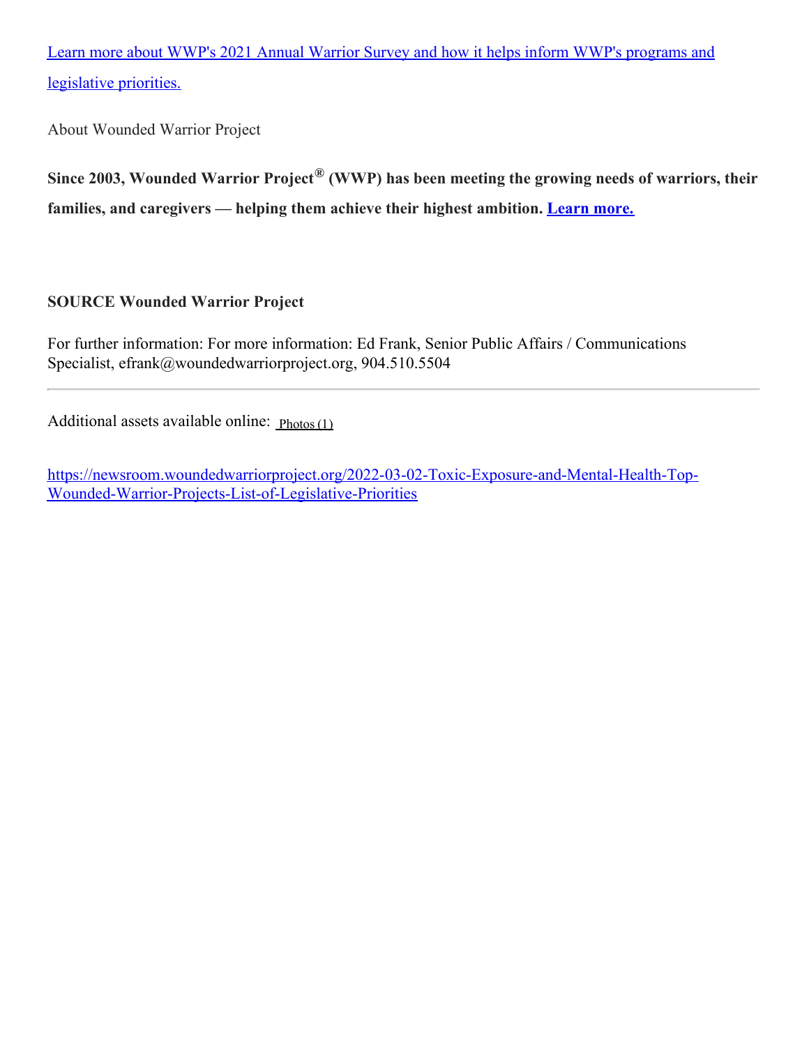Learn more about WWP's 2021 Annual Warrior Survey and how it helps inform WWP's programs and legislative priorities.

About Wounded Warrior Project

**Since 2003, Wounded Warrior Project® (WWP) has been meeting the growing needs of warriors, their families, and caregivers — helping them achieve their highest ambition. Learn more.**

**SOURCE Wounded Warrior Project**

For further information: For more information: Ed Frank, Senior Public Affairs / Communications Specialist, efrank@woundedwarriorproject.org, 904.510.5504

---

Additional assets available online: Photos (1)

https://newsroom.woundedwarriorproject.org/2022-03-02-Toxic-Exposure-and-Mental-Health-Top-Wounded-Warrior-Projects-List-of-Legislative-Priorities